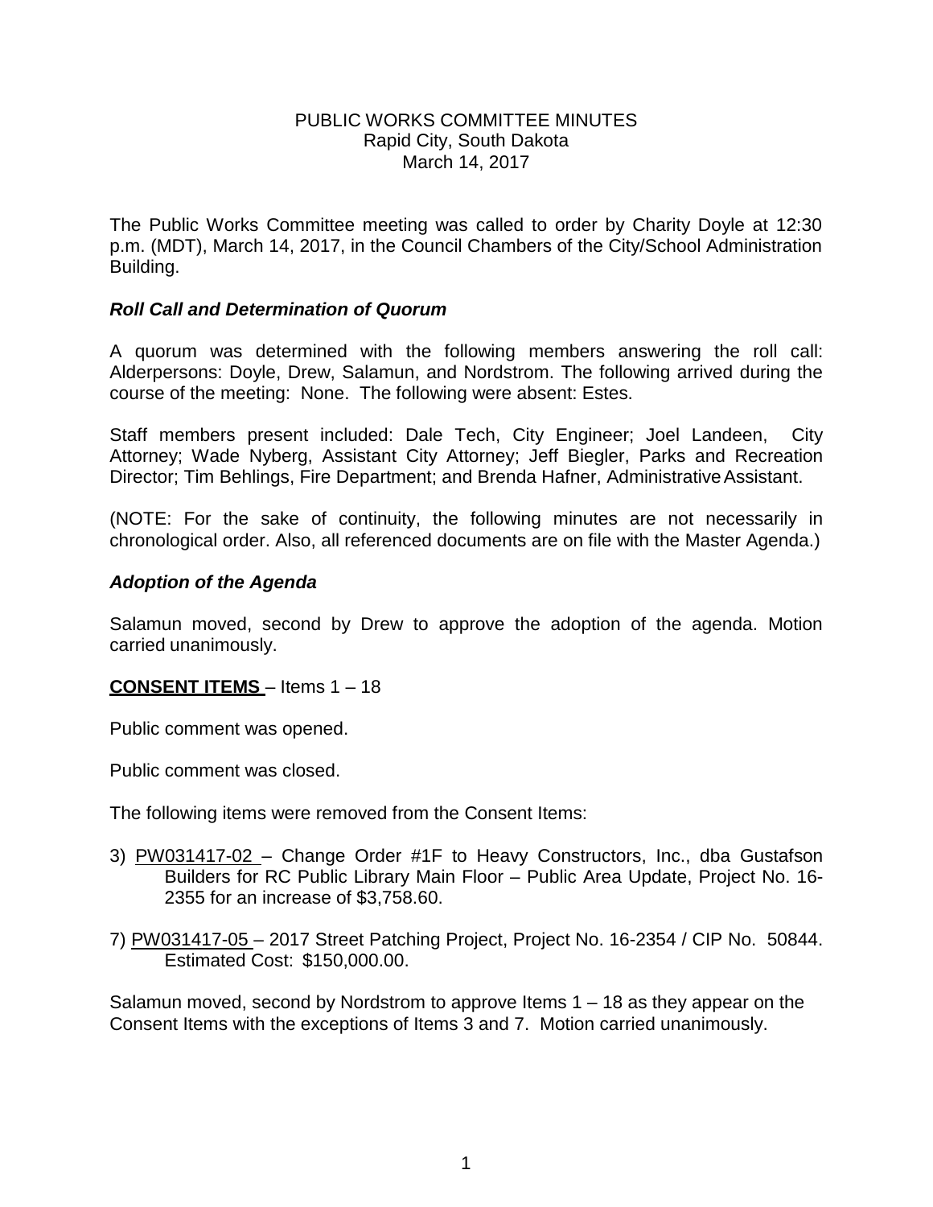PUBLIC WORKS COMMITTEE MINUTES
Rapid City, South Dakota
March 14, 2017

The Public Works Committee meeting was called to order by Charity Doyle at 12:30 p.m. (MDT), March 14, 2017, in the Council Chambers of the City/School Administration Building.

***Roll Call and Determination of Quorum***

A quorum was determined with the following members answering the roll call: Alderpersons: Doyle, Drew, Salamun, and Nordstrom. The following arrived during the course of the meeting: None. The following were absent: Estes.

Staff members present included: Dale Tech, City Engineer; Joel Landeen, City Attorney; Wade Nyberg, Assistant City Attorney; Jeff Biegler, Parks and Recreation Director; Tim Behlings, Fire Department; and Brenda Hafner, Administrative Assistant.

(NOTE: For the sake of continuity, the following minutes are not necessarily in chronological order. Also, all referenced documents are on file with the Master Agenda.)

***Adoption of the Agenda***

Salamun moved, second by Drew to approve the adoption of the agenda. Motion carried unanimously.

**CONSENT ITEMS** – Items 1 – 18

Public comment was opened.

Public comment was closed.

The following items were removed from the Consent Items:

3) PW031417-02 – Change Order #1F to Heavy Constructors, Inc., dba Gustafson Builders for RC Public Library Main Floor – Public Area Update, Project No. 16-2355 for an increase of $3,758.60.

7) PW031417-05 – 2017 Street Patching Project, Project No. 16-2354 / CIP No. 50844. Estimated Cost: $150,000.00.

Salamun moved, second by Nordstrom to approve Items 1 – 18 as they appear on the Consent Items with the exceptions of Items 3 and 7. Motion carried unanimously.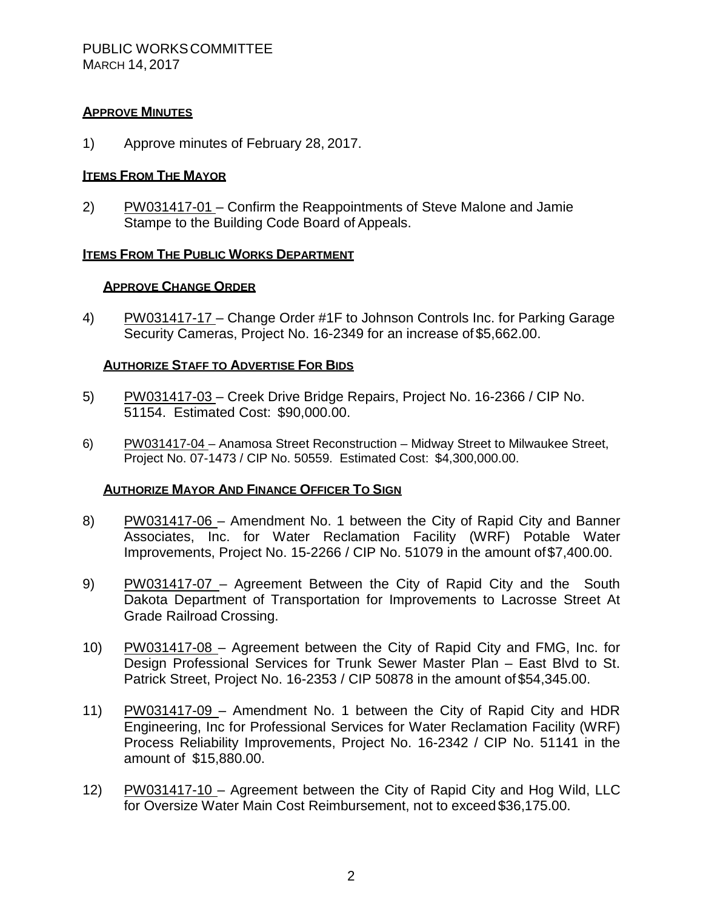## APPROVE MINUTES

1) Approve minutes of February 28, 2017.

## ITEMS FROM THE MAYOR

2) PW031417-01 – Confirm the Reappointments of Steve Malone and Jamie Stampe to the Building Code Board of Appeals.

## ITEMS FROM THE PUBLIC WORKS DEPARTMENT

### APPROVE CHANGE ORDER

4) PW031417-17 – Change Order #1F to Johnson Controls Inc. for Parking Garage Security Cameras, Project No. 16-2349 for an increase of $5,662.00.

### AUTHORIZE STAFF TO ADVERTISE FOR BIDS

5) PW031417-03 – Creek Drive Bridge Repairs, Project No. 16-2366 / CIP No. 51154. Estimated Cost: $90,000.00.

6) PW031417-04 – Anamosa Street Reconstruction – Midway Street to Milwaukee Street, Project No. 07-1473 / CIP No. 50559. Estimated Cost: $4,300,000.00.

### AUTHORIZE MAYOR AND FINANCE OFFICER TO SIGN

8) PW031417-06 – Amendment No. 1 between the City of Rapid City and Banner Associates, Inc. for Water Reclamation Facility (WRF) Potable Water Improvements, Project No. 15-2266 / CIP No. 51079 in the amount of $7,400.00.

9) PW031417-07 – Agreement Between the City of Rapid City and the South Dakota Department of Transportation for Improvements to Lacrosse Street At Grade Railroad Crossing.

10) PW031417-08 – Agreement between the City of Rapid City and FMG, Inc. for Design Professional Services for Trunk Sewer Master Plan – East Blvd to St. Patrick Street, Project No. 16-2353 / CIP 50878 in the amount of $54,345.00.

11) PW031417-09 – Amendment No. 1 between the City of Rapid City and HDR Engineering, Inc for Professional Services for Water Reclamation Facility (WRF) Process Reliability Improvements, Project No. 16-2342 / CIP No. 51141 in the amount of $15,880.00.

12) PW031417-10 – Agreement between the City of Rapid City and Hog Wild, LLC for Oversize Water Main Cost Reimbursement, not to exceed $36,175.00.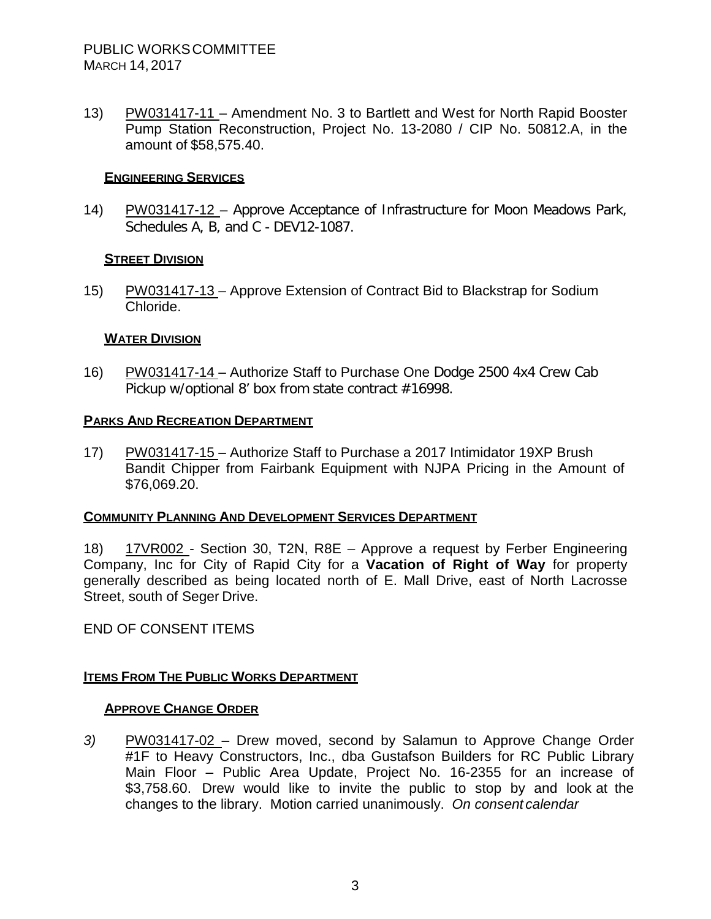13) PW031417-11 – Amendment No. 3 to Bartlett and West for North Rapid Booster Pump Station Reconstruction, Project No. 13-2080 / CIP No. 50812.A, in the amount of $58,575.40.

#### ENGINEERING SERVICES

14) PW031417-12 – Approve Acceptance of Infrastructure for Moon Meadows Park, Schedules A, B, and C - DEV12-1087.

#### STREET DIVISION

15) PW031417-13 – Approve Extension of Contract Bid to Blackstrap for Sodium Chloride.

#### WATER DIVISION

16) PW031417-14 – Authorize Staff to Purchase One Dodge 2500 4x4 Crew Cab Pickup w/optional 8' box from state contract #16998.

### PARKS AND RECREATION DEPARTMENT

17) PW031417-15 – Authorize Staff to Purchase a 2017 Intimidator 19XP Brush Bandit Chipper from Fairbank Equipment with NJPA Pricing in the Amount of $76,069.20.

### COMMUNITY PLANNING AND DEVELOPMENT SERVICES DEPARTMENT

18) 17VR002 - Section 30, T2N, R8E – Approve a request by Ferber Engineering Company, Inc for City of Rapid City for a **Vacation of Right of Way** for property generally described as being located north of E. Mall Drive, east of North Lacrosse Street, south of Seger Drive.

END OF CONSENT ITEMS

### ITEMS FROM THE PUBLIC WORKS DEPARTMENT

#### APPROVE CHANGE ORDER

*3)* PW031417-02 – Drew moved, second by Salamun to Approve Change Order #1F to Heavy Constructors, Inc., dba Gustafson Builders for RC Public Library Main Floor – Public Area Update, Project No. 16-2355 for an increase of $3,758.60. Drew would like to invite the public to stop by and look at the changes to the library. Motion carried unanimously. *On consent calendar*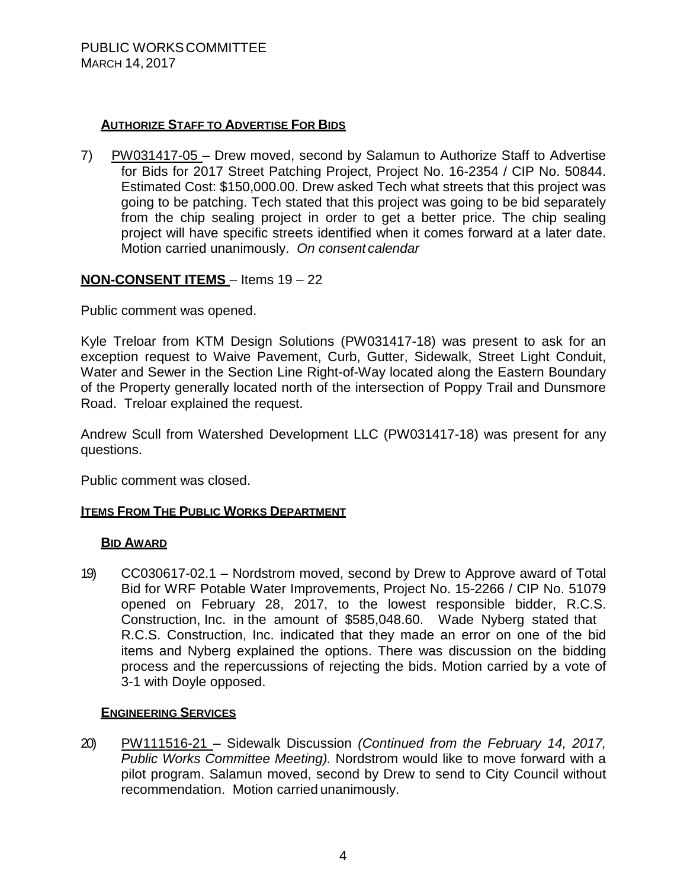#### **Authorize Staff to Advertise For Bids**

7) PW031417-05 – Drew moved, second by Salamun to Authorize Staff to Advertise for Bids for 2017 Street Patching Project, Project No. 16-2354 / CIP No. 50844. Estimated Cost: $150,000.00. Drew asked Tech what streets that this project was going to be patching. Tech stated that this project was going to be bid separately from the chip sealing project in order to get a better price. The chip sealing project will have specific streets identified when it comes forward at a later date. Motion carried unanimously. *On consent calendar*

## **NON-CONSENT ITEMS** – Items 19 – 22

Public comment was opened.

Kyle Treloar from KTM Design Solutions (PW031417-18) was present to ask for an exception request to Waive Pavement, Curb, Gutter, Sidewalk, Street Light Conduit, Water and Sewer in the Section Line Right-of-Way located along the Eastern Boundary of the Property generally located north of the intersection of Poppy Trail and Dunsmore Road. Treloar explained the request.

Andrew Scull from Watershed Development LLC (PW031417-18) was present for any questions.

Public comment was closed.

### **Items From The Public Works Department**

#### **Bid Award**

19) CC030617-02.1 – Nordstrom moved, second by Drew to Approve award of Total Bid for WRF Potable Water Improvements, Project No. 15-2266 / CIP No. 51079 opened on February 28, 2017, to the lowest responsible bidder, R.C.S. Construction, Inc. in the amount of $585,048.60. Wade Nyberg stated that R.C.S. Construction, Inc. indicated that they made an error on one of the bid items and Nyberg explained the options. There was discussion on the bidding process and the repercussions of rejecting the bids. Motion carried by a vote of 3-1 with Doyle opposed.

#### **Engineering Services**

20) PW111516-21 – Sidewalk Discussion *(Continued from the February 14, 2017, Public Works Committee Meeting).* Nordstrom would like to move forward with a pilot program. Salamun moved, second by Drew to send to City Council without recommendation. Motion carried unanimously.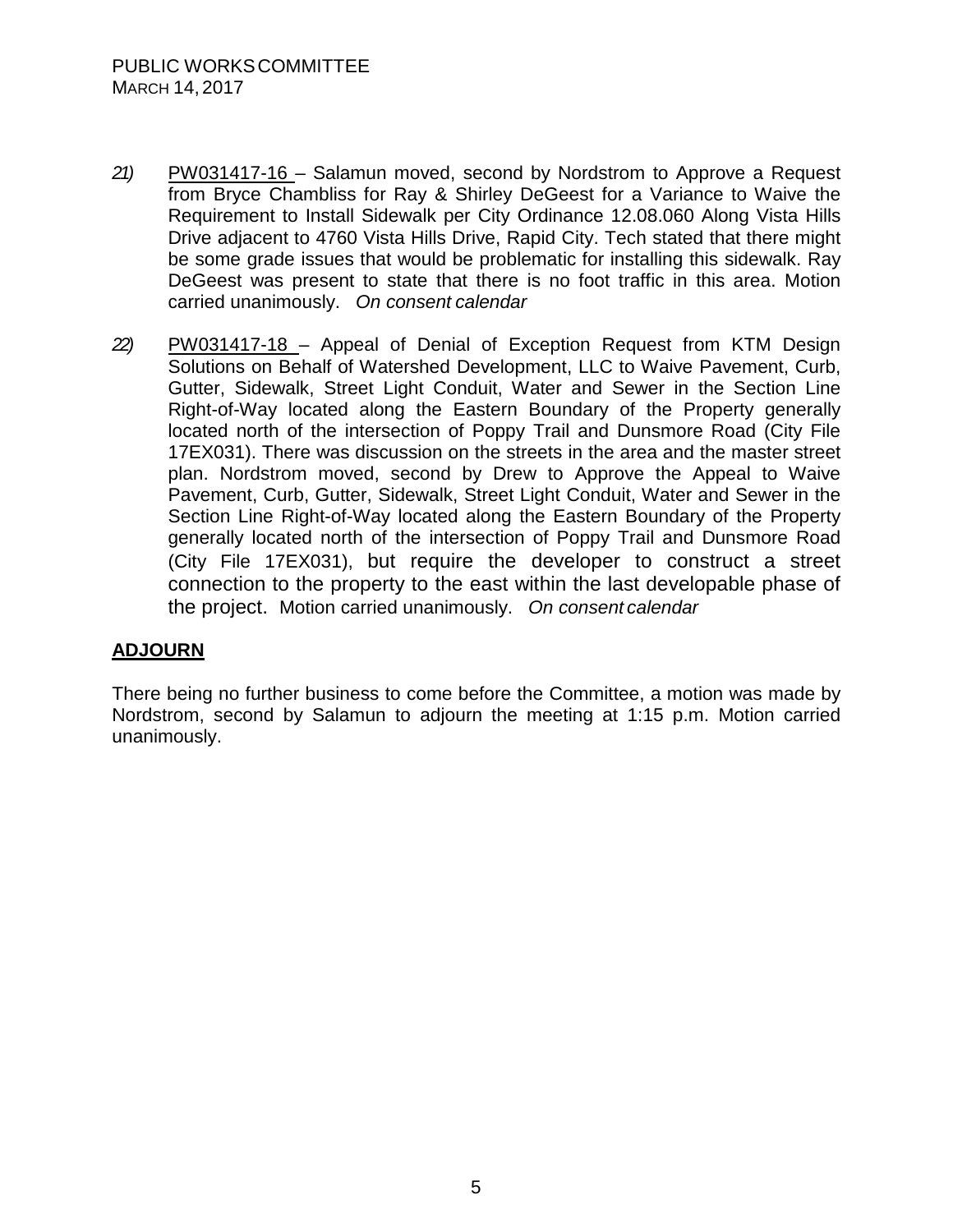21) PW031417-16 – Salamun moved, second by Nordstrom to Approve a Request from Bryce Chambliss for Ray & Shirley DeGeest for a Variance to Waive the Requirement to Install Sidewalk per City Ordinance 12.08.060 Along Vista Hills Drive adjacent to 4760 Vista Hills Drive, Rapid City. Tech stated that there might be some grade issues that would be problematic for installing this sidewalk. Ray DeGeest was present to state that there is no foot traffic in this area. Motion carried unanimously. *On consent calendar*

22) PW031417-18 – Appeal of Denial of Exception Request from KTM Design Solutions on Behalf of Watershed Development, LLC to Waive Pavement, Curb, Gutter, Sidewalk, Street Light Conduit, Water and Sewer in the Section Line Right-of-Way located along the Eastern Boundary of the Property generally located north of the intersection of Poppy Trail and Dunsmore Road (City File 17EX031). There was discussion on the streets in the area and the master street plan. Nordstrom moved, second by Drew to Approve the Appeal to Waive Pavement, Curb, Gutter, Sidewalk, Street Light Conduit, Water and Sewer in the Section Line Right-of-Way located along the Eastern Boundary of the Property generally located north of the intersection of Poppy Trail and Dunsmore Road (City File 17EX031), but require the developer to construct a street connection to the property to the east within the last developable phase of the project. Motion carried unanimously. *On consent calendar*

## ADJOURN

There being no further business to come before the Committee, a motion was made by Nordstrom, second by Salamun to adjourn the meeting at 1:15 p.m. Motion carried unanimously.